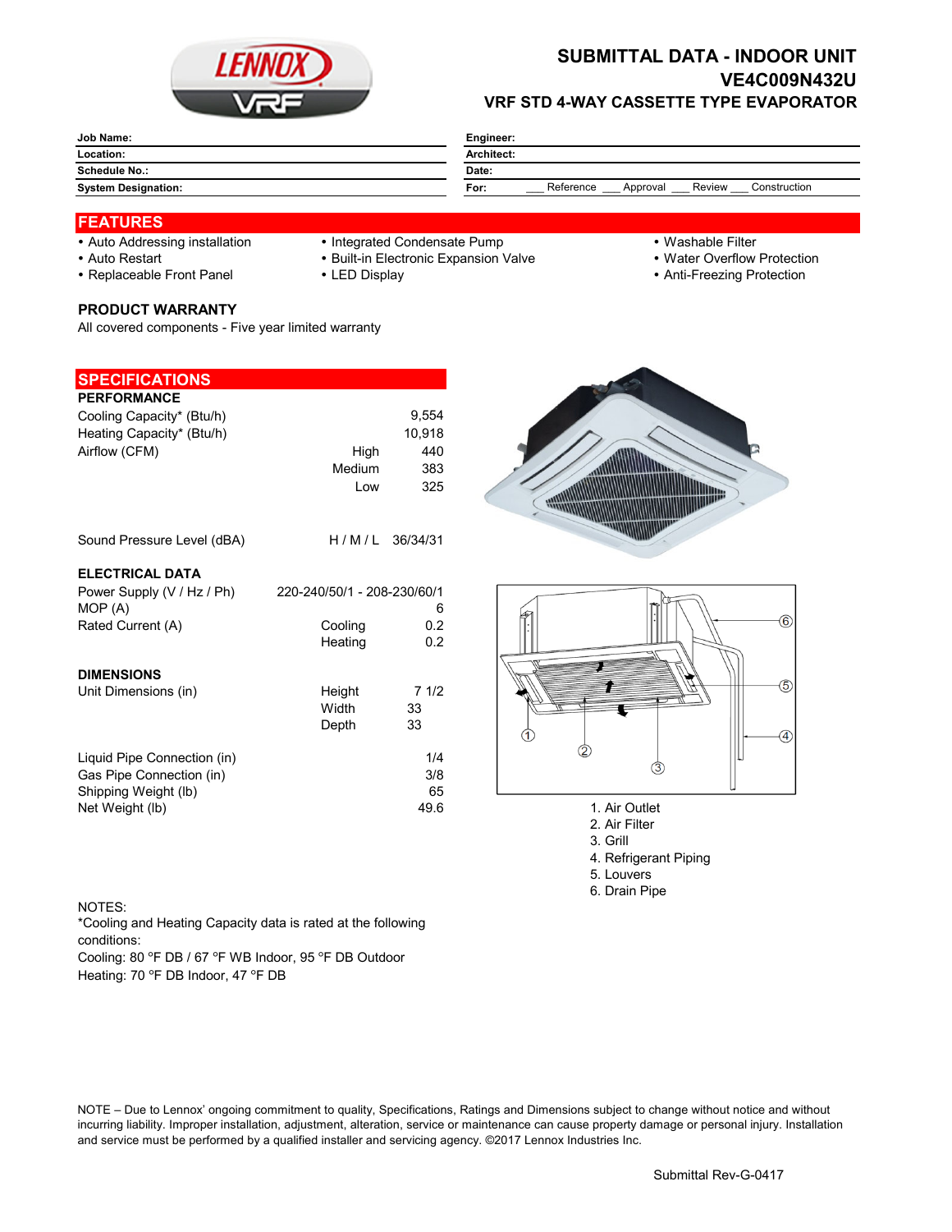# SUBMITTAL DATA - INDOOR UNIT
# VE4C009N432U
## VRF STD 4-WAY CASSETTE TYPE EVAPORATOR

| | |
|---|---|
| **Job Name:** | **Engineer:** |
| **Location:** | **Architect:** |
| **Schedule No.:** | **Date:** |
| **System Designation:** | **For:** ___ Reference ___ Approval ___ Review ___ Construction |

## FEATURES

- Auto Addressing installation
- Auto Restart
- Replaceable Front Panel
- Integrated Condensate Pump
- Built-in Electronic Expansion Valve
- LED Display
- Washable Filter
- Water Overflow Protection
- Anti-Freezing Protection

### PRODUCT WARRANTY

All covered components - Five year limited warranty

## SPECIFICATIONS

### PERFORMANCE

| | | |
|---|---|---|
| Cooling Capacity* (Btu/h) | | 9,554 |
| Heating Capacity* (Btu/h) | | 10,918 |
| Airflow (CFM) | High | 440 |
| | Medium | 383 |
| | Low | 325 |
| Sound Pressure Level (dBA) | H / M / L | 36/34/31 |

### ELECTRICAL DATA

| | | |
|---|---|---|
| Power Supply (V / Hz / Ph) | | 220-240/50/1 - 208-230/60/1 |
| MOP (A) | | 6 |
| Rated Current (A) | Cooling | 0.2 |
| | Heating | 0.2 |

### DIMENSIONS

| | | |
|---|---|---|
| Unit Dimensions (in) | Height | 7 1/2 |
| | Width | 33 |
| | Depth | 33 |
| Liquid Pipe Connection (in) | | 1/4 |
| Gas Pipe Connection (in) | | 3/8 |
| Shipping Weight (lb) | | 65 |
| Net Weight (lb) | | 49.6 |

1. Air Outlet
2. Air Filter
3. Grill
4. Refrigerant Piping
5. Louvers
6. Drain Pipe

NOTES:
*Cooling and Heating Capacity data is rated at the following conditions:
Cooling: 80 °F DB / 67 °F WB Indoor, 95 °F DB Outdoor
Heating: 70 °F DB Indoor, 47 °F DB

NOTE – Due to Lennox' ongoing commitment to quality, Specifications, Ratings and Dimensions subject to change without notice and without incurring liability. Improper installation, adjustment, alteration, service or maintenance can cause property damage or personal injury. Installation and service must be performed by a qualified installer and servicing agency. ©2017 Lennox Industries Inc.

Submittal Rev-G-0417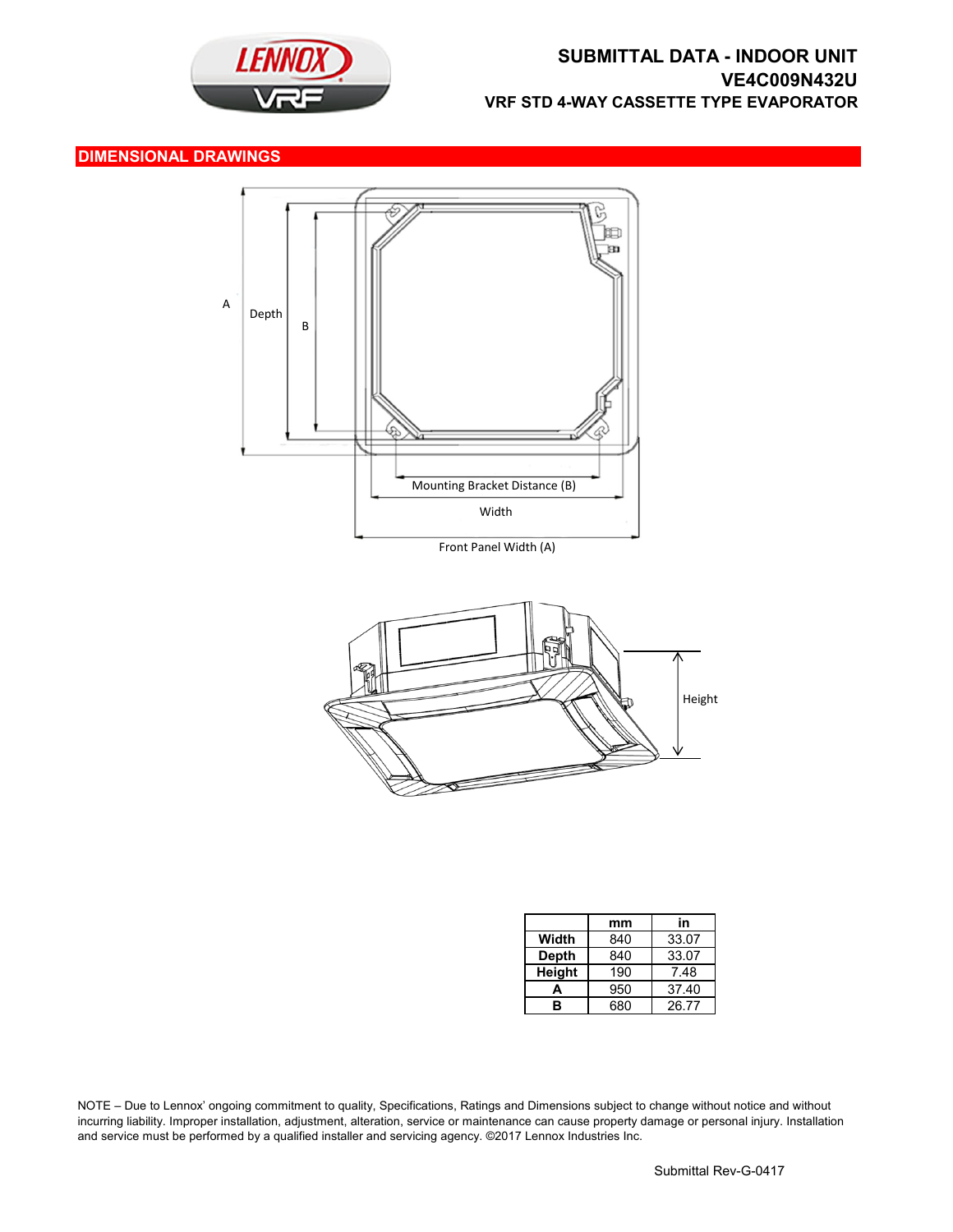# SUBMITTAL DATA - INDOOR UNIT
## VE4C009N432U
### VRF STD 4-WAY CASSETTE TYPE EVAPORATOR

## DIMENSIONAL DRAWINGS

A

Depth

B

Mounting Bracket Distance (B)

Width

Front Panel Width (A)

Height

| | mm | in |
|---|---|---|
| **Width** | 840 | 33.07 |
| **Depth** | 840 | 33.07 |
| **Height** | 190 | 7.48 |
| **A** | 950 | 37.40 |
| **B** | 680 | 26.77 |

NOTE – Due to Lennox' ongoing commitment to quality, Specifications, Ratings and Dimensions subject to change without notice and without incurring liability. Improper installation, adjustment, alteration, service or maintenance can cause property damage or personal injury. Installation and service must be performed by a qualified installer and servicing agency. ©2017 Lennox Industries Inc.

Submittal Rev-G-0417